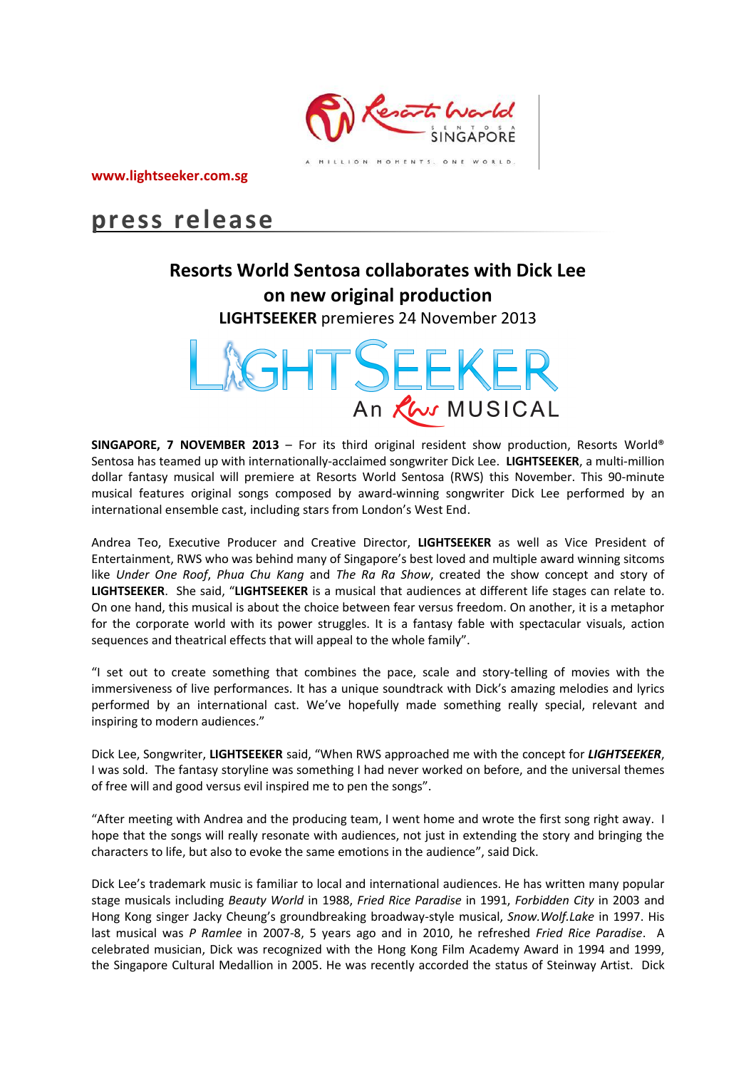www.lightseeker.com.sg

# press release

## Resorts World Sentosa collaborates with Dick Lee on new original production

**LIGHTSEEKER** premieres 24 November 2013

LIGHTSEEKER
An RWS MUSICAL

**SINGAPORE, 7 NOVEMBER 2013** – For its third original resident show production, Resorts World® Sentosa has teamed up with internationally-acclaimed songwriter Dick Lee. **LIGHTSEEKER**, a multi-million dollar fantasy musical will premiere at Resorts World Sentosa (RWS) this November. This 90-minute musical features original songs composed by award-winning songwriter Dick Lee performed by an international ensemble cast, including stars from London's West End.

Andrea Teo, Executive Producer and Creative Director, **LIGHTSEEKER** as well as Vice President of Entertainment, RWS who was behind many of Singapore's best loved and multiple award winning sitcoms like *Under One Roof*, *Phua Chu Kang* and *The Ra Ra Show*, created the show concept and story of **LIGHTSEEKER**. She said, "**LIGHTSEEKER** is a musical that audiences at different life stages can relate to. On one hand, this musical is about the choice between fear versus freedom. On another, it is a metaphor for the corporate world with its power struggles. It is a fantasy fable with spectacular visuals, action sequences and theatrical effects that will appeal to the whole family".

"I set out to create something that combines the pace, scale and story-telling of movies with the immersiveness of live performances. It has a unique soundtrack with Dick's amazing melodies and lyrics performed by an international cast. We've hopefully made something really special, relevant and inspiring to modern audiences."

Dick Lee, Songwriter, **LIGHTSEEKER** said, "When RWS approached me with the concept for ***LIGHTSEEKER***, I was sold. The fantasy storyline was something I had never worked on before, and the universal themes of free will and good versus evil inspired me to pen the songs".

"After meeting with Andrea and the producing team, I went home and wrote the first song right away. I hope that the songs will really resonate with audiences, not just in extending the story and bringing the characters to life, but also to evoke the same emotions in the audience", said Dick.

Dick Lee's trademark music is familiar to local and international audiences. He has written many popular stage musicals including *Beauty World* in 1988, *Fried Rice Paradise* in 1991, *Forbidden City* in 2003 and Hong Kong singer Jacky Cheung's groundbreaking broadway-style musical, *Snow.Wolf.Lake* in 1997. His last musical was *P Ramlee* in 2007-8, 5 years ago and in 2010, he refreshed *Fried Rice Paradise*. A celebrated musician, Dick was recognized with the Hong Kong Film Academy Award in 1994 and 1999, the Singapore Cultural Medallion in 2005. He was recently accorded the status of Steinway Artist. Dick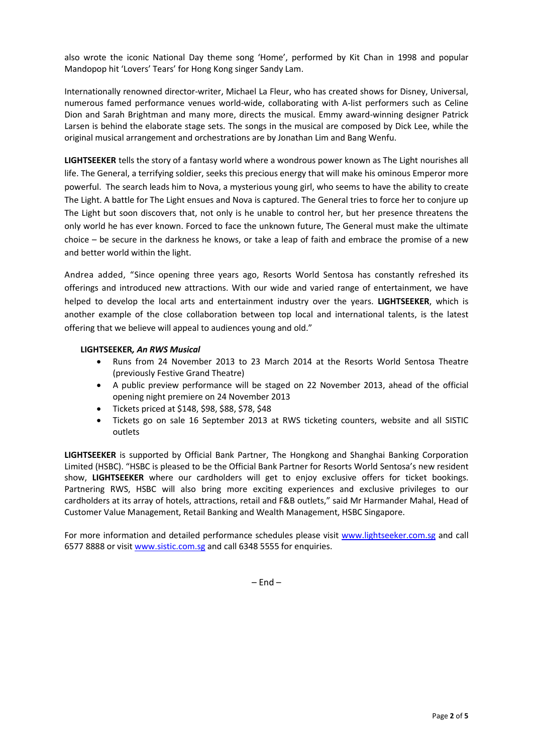also wrote the iconic National Day theme song 'Home', performed by Kit Chan in 1998 and popular Mandopop hit 'Lovers' Tears' for Hong Kong singer Sandy Lam.

Internationally renowned director-writer, Michael La Fleur, who has created shows for Disney, Universal, numerous famed performance venues world-wide, collaborating with A-list performers such as Celine Dion and Sarah Brightman and many more, directs the musical. Emmy award-winning designer Patrick Larsen is behind the elaborate stage sets. The songs in the musical are composed by Dick Lee, while the original musical arrangement and orchestrations are by Jonathan Lim and Bang Wenfu.

**LIGHTSEEKER** tells the story of a fantasy world where a wondrous power known as The Light nourishes all life. The General, a terrifying soldier, seeks this precious energy that will make his ominous Emperor more powerful. The search leads him to Nova, a mysterious young girl, who seems to have the ability to create The Light. A battle for The Light ensues and Nova is captured. The General tries to force her to conjure up The Light but soon discovers that, not only is he unable to control her, but her presence threatens the only world he has ever known. Forced to face the unknown future, The General must make the ultimate choice – be secure in the darkness he knows, or take a leap of faith and embrace the promise of a new and better world within the light.

Andrea added, "Since opening three years ago, Resorts World Sentosa has constantly refreshed its offerings and introduced new attractions. With our wide and varied range of entertainment, we have helped to develop the local arts and entertainment industry over the years. **LIGHTSEEKER**, which is another example of the close collaboration between top local and international talents, is the latest offering that we believe will appeal to audiences young and old."

**LIGHTSEEKER*, An RWS Musical***

- Runs from 24 November 2013 to 23 March 2014 at the Resorts World Sentosa Theatre (previously Festive Grand Theatre)
- A public preview performance will be staged on 22 November 2013, ahead of the official opening night premiere on 24 November 2013
- Tickets priced at $148, $98, $88, $78, $48
- Tickets go on sale 16 September 2013 at RWS ticketing counters, website and all SISTIC outlets

**LIGHTSEEKER** is supported by Official Bank Partner, The Hongkong and Shanghai Banking Corporation Limited (HSBC). "HSBC is pleased to be the Official Bank Partner for Resorts World Sentosa's new resident show, **LIGHTSEEKER** where our cardholders will get to enjoy exclusive offers for ticket bookings. Partnering RWS, HSBC will also bring more exciting experiences and exclusive privileges to our cardholders at its array of hotels, attractions, retail and F&B outlets," said Mr Harmander Mahal, Head of Customer Value Management, Retail Banking and Wealth Management, HSBC Singapore.

For more information and detailed performance schedules please visit www.lightseeker.com.sg and call 6577 8888 or visit www.sistic.com.sg and call 6348 5555 for enquiries.

– End –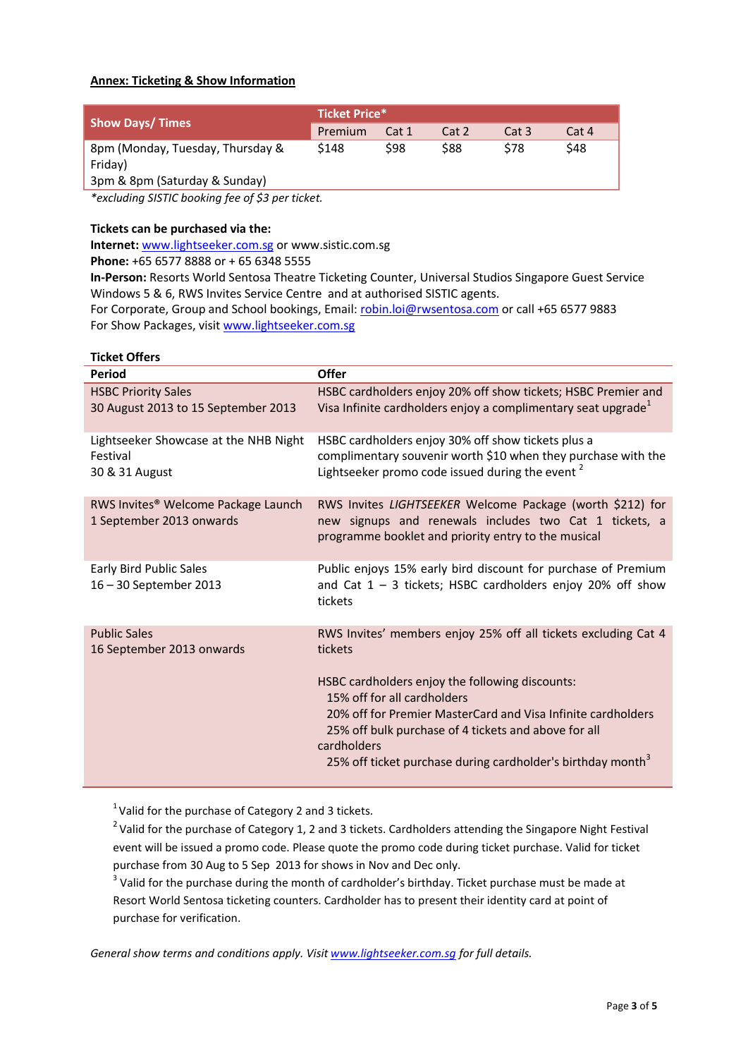**Annex: Ticketing & Show Information**

| Show Days/ Times | Ticket Price* | | | | |
|---|---|---|---|---|---|
| | Premium | Cat 1 | Cat 2 | Cat 3 | Cat 4 |
| 8pm (Monday, Tuesday, Thursday & Friday)<br>3pm & 8pm (Saturday & Sunday) | $148 | $98 | $88 | $78 | $48 |

*\*excluding SISTIC booking fee of $3 per ticket.*

**Tickets can be purchased via the:**
**Internet:** www.lightseeker.com.sg or www.sistic.com.sg
**Phone:** +65 6577 8888 or + 65 6348 5555
**In-Person:** Resorts World Sentosa Theatre Ticketing Counter, Universal Studios Singapore Guest Service Windows 5 & 6, RWS Invites Service Centre and at authorised SISTIC agents.
For Corporate, Group and School bookings, Email: robin.loi@rwsentosa.com or call +65 6577 9883
For Show Packages, visit www.lightseeker.com.sg

**Ticket Offers**

| Period | Offer |
|---|---|
| HSBC Priority Sales<br>30 August 2013 to 15 September 2013 | HSBC cardholders enjoy 20% off show tickets; HSBC Premier and Visa Infinite cardholders enjoy a complimentary seat upgrade[1] |
| Lightseeker Showcase at the NHB Night Festival<br>30 & 31 August | HSBC cardholders enjoy 30% off show tickets plus a complimentary souvenir worth $10 when they purchase with the Lightseeker promo code issued during the event [2] |
| RWS Invites® Welcome Package Launch<br>1 September 2013 onwards | RWS Invites *LIGHTSEEKER* Welcome Package (worth $212) for new signups and renewals includes two Cat 1 tickets, a programme booklet and priority entry to the musical |
| Early Bird Public Sales<br>16 – 30 September 2013 | Public enjoys 15% early bird discount for purchase of Premium and Cat 1 – 3 tickets; HSBC cardholders enjoy 20% off show tickets |
| Public Sales<br>16 September 2013 onwards | RWS Invites' members enjoy 25% off all tickets excluding Cat 4 tickets<br><br>HSBC cardholders enjoy the following discounts:<br>15% off for all cardholders<br>20% off for Premier MasterCard and Visa Infinite cardholders<br>25% off bulk purchase of 4 tickets and above for all cardholders<br>25% off ticket purchase during cardholder's birthday month[3] |

[1] Valid for the purchase of Category 2 and 3 tickets.
[2] Valid for the purchase of Category 1, 2 and 3 tickets. Cardholders attending the Singapore Night Festival event will be issued a promo code. Please quote the promo code during ticket purchase. Valid for ticket purchase from 30 Aug to 5 Sep 2013 for shows in Nov and Dec only.
[3] Valid for the purchase during the month of cardholder's birthday. Ticket purchase must be made at Resort World Sentosa ticketing counters. Cardholder has to present their identity card at point of purchase for verification.

*General show terms and conditions apply. Visit www.lightseeker.com.sg for full details.*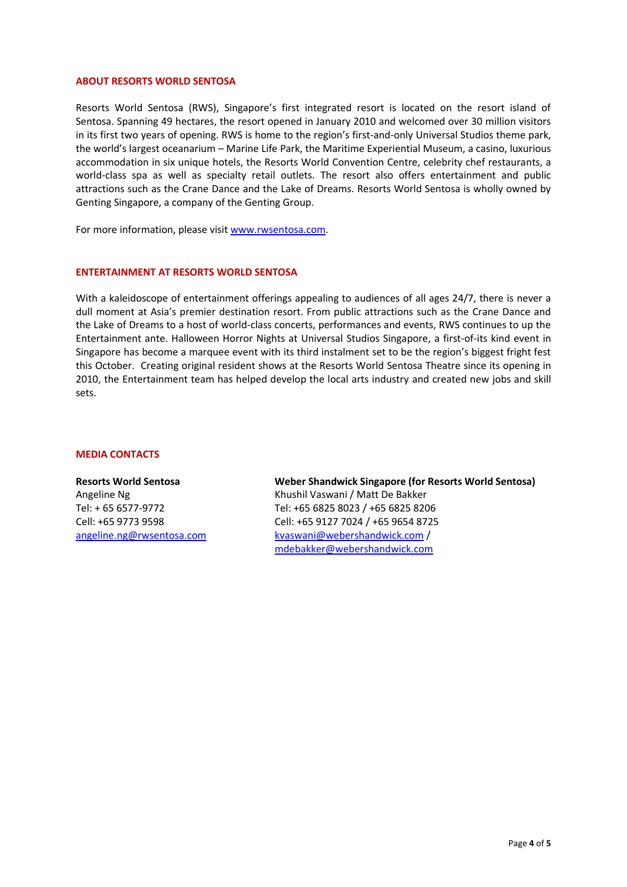## ABOUT RESORTS WORLD SENTOSA

Resorts World Sentosa (RWS), Singapore's first integrated resort is located on the resort island of Sentosa. Spanning 49 hectares, the resort opened in January 2010 and welcomed over 30 million visitors in its first two years of opening. RWS is home to the region's first-and-only Universal Studios theme park, the world's largest oceanarium – Marine Life Park, the Maritime Experiential Museum, a casino, luxurious accommodation in six unique hotels, the Resorts World Convention Centre, celebrity chef restaurants, a world-class spa as well as specialty retail outlets. The resort also offers entertainment and public attractions such as the Crane Dance and the Lake of Dreams. Resorts World Sentosa is wholly owned by Genting Singapore, a company of the Genting Group.

For more information, please visit [www.rwsentosa.com](http://www.rwsentosa.com).

## ENTERTAINMENT AT RESORTS WORLD SENTOSA

With a kaleidoscope of entertainment offerings appealing to audiences of all ages 24/7, there is never a dull moment at Asia's premier destination resort. From public attractions such as the Crane Dance and the Lake of Dreams to a host of world-class concerts, performances and events, RWS continues to up the Entertainment ante. Halloween Horror Nights at Universal Studios Singapore, a first-of-its kind event in Singapore has become a marquee event with its third instalment set to be the region's biggest fright fest this October. Creating original resident shows at the Resorts World Sentosa Theatre since its opening in 2010, the Entertainment team has helped develop the local arts industry and created new jobs and skill sets.

## MEDIA CONTACTS

**Resorts World Sentosa**
Angeline Ng
Tel: + 65 6577-9772
Cell: +65 9773 9598
[angeline.ng@rwsentosa.com](mailto:angeline.ng@rwsentosa.com)

**Weber Shandwick Singapore (for Resorts World Sentosa)**
Khushil Vaswani / Matt De Bakker
Tel: +65 6825 8023 / +65 6825 8206
Cell: +65 9127 7024 / +65 9654 8725
[kvaswani@webershandwick.com](mailto:kvaswani@webershandwick.com) /
[mdebakker@webershandwick.com](mailto:mdebakker@webershandwick.com)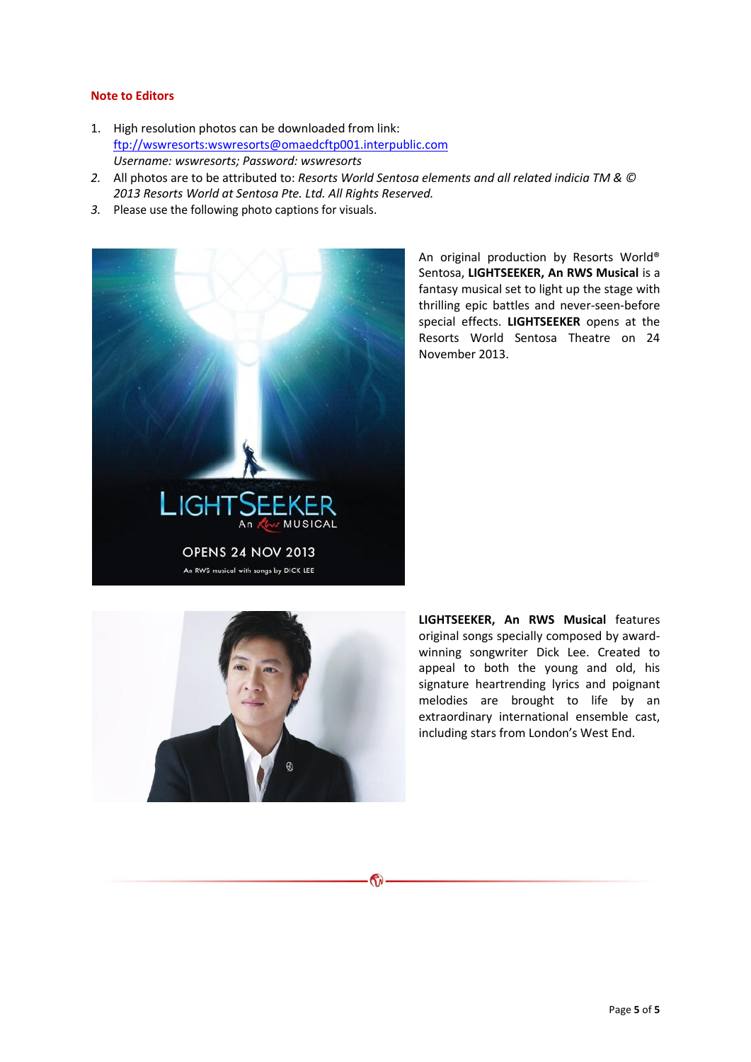**Note to Editors**

1. High resolution photos can be downloaded from link: ftp://wswresorts:wswresorts@omaedcftp001.interpublic.com
   *Username: wswresorts; Password: wswresorts*
2. All photos are to be attributed to: *Resorts World Sentosa elements and all related indicia TM & © 2013 Resorts World at Sentosa Pte. Ltd. All Rights Reserved.*
3. Please use the following photo captions for visuals.

An original production by Resorts World® Sentosa, **LIGHTSEEKER, An RWS Musical** is a fantasy musical set to light up the stage with thrilling epic battles and never-seen-before special effects. **LIGHTSEEKER** opens at the Resorts World Sentosa Theatre on 24 November 2013.

**LIGHTSEEKER, An RWS Musical** features original songs specially composed by award-winning songwriter Dick Lee. Created to appeal to both the young and old, his signature heartrending lyrics and poignant melodies are brought to life by an extraordinary international ensemble cast, including stars from London's West End.